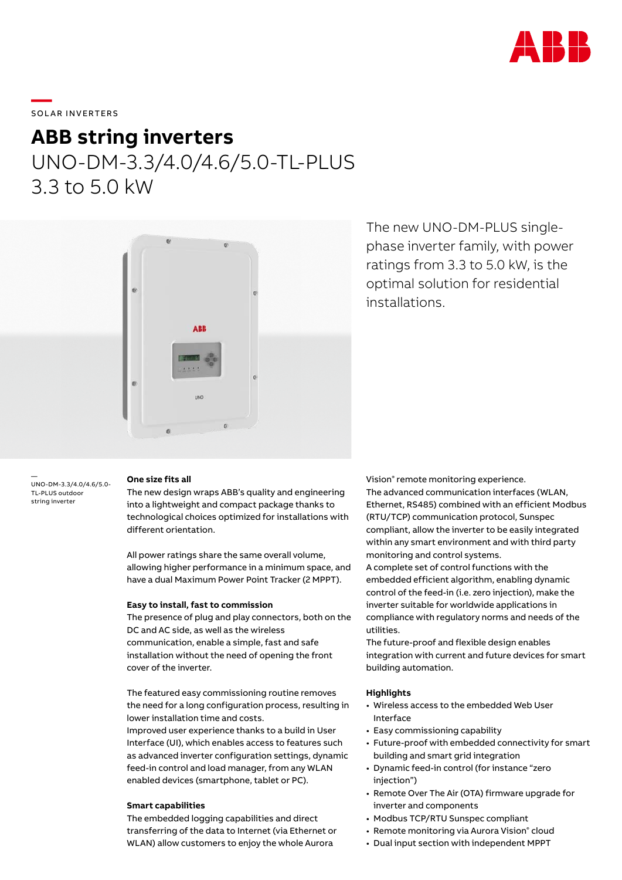SOLAR INVERTERS

# ABB string inverters

## UNO-DM-3.3/4.0/4.6/5.0-TL-PLUS 3.3 to 5.0 kW

The new UNO-DM-PLUS single-phase inverter family, with power ratings from 3.3 to 5.0 kW, is the optimal solution for residential installations.

UNO-DM-3.3/4.0/4.6/5.0-TL-PLUS outdoor string inverter

**One size fits all**

The new design wraps ABB's quality and engineering into a lightweight and compact package thanks to technological choices optimized for installations with different orientation.

All power ratings share the same overall volume, allowing higher performance in a minimum space, and have a dual Maximum Power Point Tracker (2 MPPT).

**Easy to install, fast to commission**

The presence of plug and play connectors, both on the DC and AC side, as well as the wireless communication, enable a simple, fast and safe installation without the need of opening the front cover of the inverter.

The featured easy commissioning routine removes the need for a long configuration process, resulting in lower installation time and costs.
Improved user experience thanks to a build in User Interface (UI), which enables access to features such as advanced inverter configuration settings, dynamic feed-in control and load manager, from any WLAN enabled devices (smartphone, tablet or PC).

**Smart capabilities**

The embedded logging capabilities and direct transferring of the data to Internet (via Ethernet or WLAN) allow customers to enjoy the whole Aurora Vision® remote monitoring experience.
The advanced communication interfaces (WLAN, Ethernet, RS485) combined with an efficient Modbus (RTU/TCP) communication protocol, Sunspec compliant, allow the inverter to be easily integrated within any smart environment and with third party monitoring and control systems.
A complete set of control functions with the embedded efficient algorithm, enabling dynamic control of the feed-in (i.e. zero injection), make the inverter suitable for worldwide applications in compliance with regulatory norms and needs of the utilities.
The future-proof and flexible design enables integration with current and future devices for smart building automation.

**Highlights**

- Wireless access to the embedded Web User Interface
- Easy commissioning capability
- Future-proof with embedded connectivity for smart building and smart grid integration
- Dynamic feed-in control (for instance "zero injection")
- Remote Over The Air (OTA) firmware upgrade for inverter and components
- Modbus TCP/RTU Sunspec compliant
- Remote monitoring via Aurora Vision® cloud
- Dual input section with independent MPPT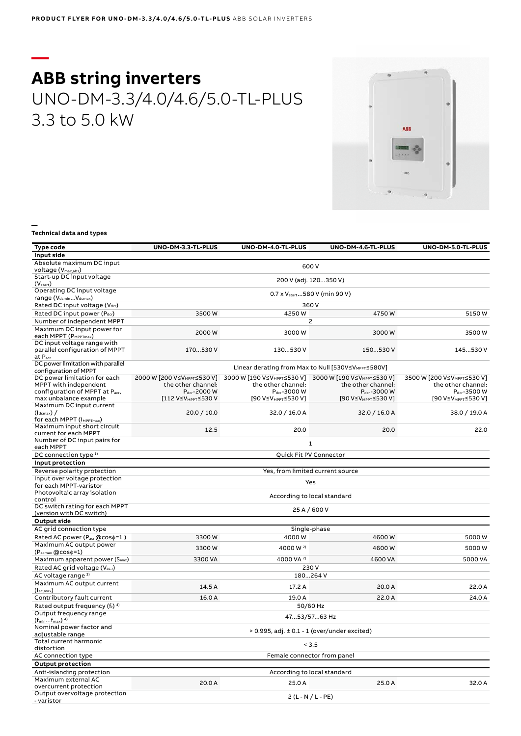# ABB string inverters

UNO-DM-3.3/4.0/4.6/5.0-TL-PLUS
3.3 to 5.0 kW

**Technical data and types**

| Type code | UNO-DM-3.3-TL-PLUS | UNO-DM-4.0-TL-PLUS | UNO-DM-4.6-TL-PLUS | UNO-DM-5.0-TL-PLUS |
|---|---|---|---|---|
| **Input side** | | | | |
| Absolute maximum DC input voltage ($V_{max,abs}$) | 600 V | | | |
| Start-up DC input voltage ($V_{start}$) | 200 V (adj. 120...350 V) | | | |
| Operating DC input voltage range ($V_{dcmin}...V_{dcmax}$) | 0.7 x $V_{start}$...580 V (min 90 V) | | | |
| Rated DC input voltage ($V_{dcr}$) | 360 V | | | |
| Rated DC input power ($P_{dcr}$) | 3500 W | 4250 W | 4750 W | 5150 W |
| Number of independent MPPT | 2 | | | |
| Maximum DC input power for each MPPT ($P_{MPPTmax}$) | 2000 W | 3000 W | 3000 W | 3500 W |
| DC input voltage range with parallel configuration of MPPT at $P_{acr}$ | 170...530 V | 130...530 V | 150...530 V | 145...530 V |
| DC power limitation with parallel configuration of MPPT | Linear derating from Max to Null [530V≤$V_{MPPT}$≤580V] | | | |
| DC power limitation for each MPPT with independent configuration of MPPT at $P_{acr}$, max unbalance example | 2000 W [200 V≤$V_{MPPT}$≤530 V] the other channel: $P_{dcr}$-2000 W [112 V≤$V_{MPPT}$≤530 V | 3000 W [190 V≤$V_{MPPT}$≤530 V] the other channel: $P_{dcr}$-3000 W [90 V≤$V_{MPPT}$≤530 V] | 3000 W [190 V≤$V_{MPPT}$≤530 V] the other channel: $P_{dcr}$-3000 W [90 V≤$V_{MPPT}$≤530 V] | 3500 W [200 V≤$V_{MPPT}$≤530 V] the other channel: $P_{dcr}$-3500 W [90 V≤$V_{MPPT}$≤530 V] |
| Maximum DC input current ($I_{dcmax}$) / for each MPPT ($I_{MPPTmax}$) | 20.0 / 10.0 | 32.0 / 16.0 A | 32.0 / 16.0 A | 38.0 / 19.0 A |
| Maximum input short circuit current for each MPPT | 12.5 | 20.0 | 20.0 | 22.0 |
| Number of DC input pairs for each MPPT | 1 | | | |
| DC connection type [1] | Quick Fit PV Connector | | | |
| **Input protection** | | | | |
| Reverse polarity protection | Yes, from limited current source | | | |
| Input over voltage protection for each MPPT-varistor | Yes | | | |
| Photovoltaic array isolation control | According to local standard | | | |
| DC switch rating for each MPPT (version with DC switch) | 25 A / 600 V | | | |
| **Output side** | | | | |
| AC grid connection type | Single-phase | | | |
| Rated AC power ($P_{acr}$ @cosφ=1 ) | 3300 W | 4000 W | 4600 W | 5000 W |
| Maximum AC output power ($P_{acmax}$ @cosφ=1) | 3300 W | 4000 W [2] | 4600 W | 5000 W |
| Maximum apparent power ($S_{max}$) | 3300 VA | 4000 VA [2] | 4600 VA | 5000 VA |
| Rated AC grid voltage ($V_{ac,r}$) | 230 V | | | |
| AC voltage range [3] | 180...264 V | | | |
| Maximum AC output current ($I_{ac,max}$) | 14.5 A | 17.2 A | 20.0 A | 22.0 A |
| Contributory fault current | 16.0 A | 19.0 A | 22.0 A | 24.0 A |
| Rated output frequency ($f_r$) [4] | 50/60 Hz | | | |
| Output frequency range ($f_{min}...f_{max}$) [4] | 47...53/57...63 Hz | | | |
| Nominal power factor and adjustable range | > 0.995, adj. ± 0.1 - 1 (over/under excited) | | | |
| Total current harmonic distortion | < 3.5 | | | |
| AC connection type | Female connector from panel | | | |
| **Output protection** | | | | |
| Anti-islanding protection | According to local standard | | | |
| Maximum external AC overcurrent protection | 20.0 A | 25.0 A | 25.0 A | 32.0 A |
| Output overvoltage protection - varistor | 2 (L - N / L - PE) | | | |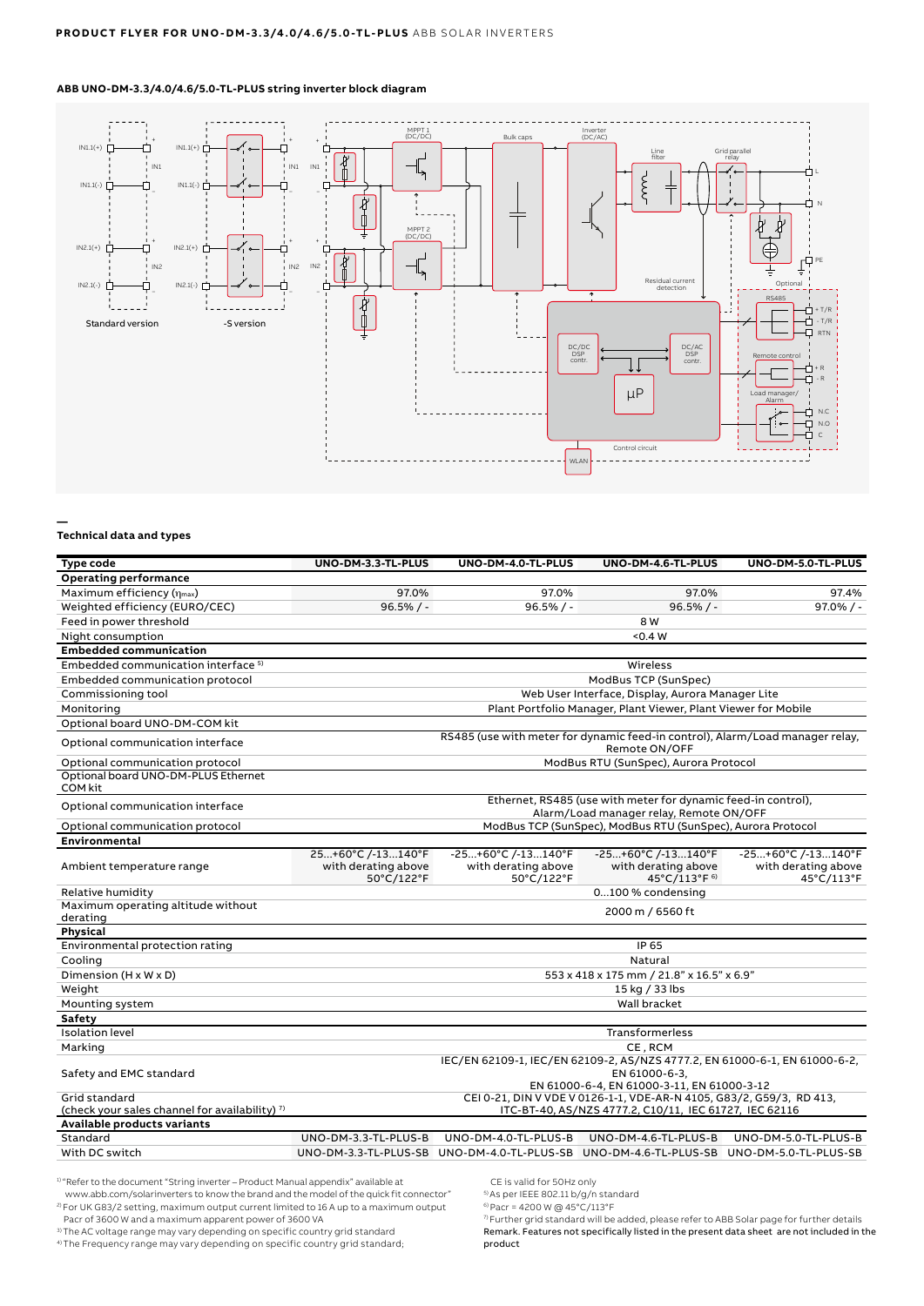**ABB UNO-DM-3.3/4.0/4.6/5.0-TL-PLUS string inverter block diagram**

—

**Technical data and types**

| Type code | UNO-DM-3.3-TL-PLUS | UNO-DM-4.0-TL-PLUS | UNO-DM-4.6-TL-PLUS | UNO-DM-5.0-TL-PLUS |
|---|---|---|---|---|
| **Operating performance** | | | | |
| Maximum efficiency ($\eta_{max}$) | 97.0% | 97.0% | 97.0% | 97.4% |
| Weighted efficiency (EURO/CEC) | 96.5% / - | 96.5% / - | 96.5% / - | 97.0% / - |
| Feed in power threshold | 8 W | | | |
| Night consumption | <0.4 W | | | |
| **Embedded communication** | | | | |
| Embedded communication interface [5] | Wireless | | | |
| Embedded communication protocol | ModBus TCP (SunSpec) | | | |
| Commissioning tool | Web User Interface, Display, Aurora Manager Lite | | | |
| Monitoring | Plant Portfolio Manager, Plant Viewer, Plant Viewer for Mobile | | | |
| Optional board UNO-DM-COM kit | | | | |
| Optional communication interface | RS485 (use with meter for dynamic feed-in control), Alarm/Load manager relay, Remote ON/OFF | | | |
| Optional communication protocol | ModBus RTU (SunSpec), Aurora Protocol | | | |
| Optional board UNO-DM-PLUS Ethernet COM kit | | | | |
| Optional communication interface | Ethernet, RS485 (use with meter for dynamic feed-in control), Alarm/Load manager relay, Remote ON/OFF | | | |
| Optional communication protocol | ModBus TCP (SunSpec), ModBus RTU (SunSpec), Aurora Protocol | | | |
| **Environmental** | | | | |
| Ambient temperature range | 25...+60°C /-13...140°F with derating above 50°C/122°F | -25...+60°C /-13...140°F with derating above 50°C/122°F | -25...+60°C /-13...140°F with derating above 45°C/113°F [6] | -25...+60°C /-13...140°F with derating above 45°C/113°F |
| Relative humidity | 0...100 % condensing | | | |
| Maximum operating altitude without derating | 2000 m / 6560 ft | | | |
| **Physical** | | | | |
| Environmental protection rating | IP 65 | | | |
| Cooling | Natural | | | |
| Dimension (H x W x D) | 553 x 418 x 175 mm / 21.8" x 16.5" x 6.9" | | | |
| Weight | 15 kg / 33 lbs | | | |
| Mounting system | Wall bracket | | | |
| **Safety** | | | | |
| Isolation level | Transformerless | | | |
| Marking | CE , RCM | | | |
| Safety and EMC standard | IEC/EN 62109-1, IEC/EN 62109-2, AS/NZS 4777.2, EN 61000-6-1, EN 61000-6-2, EN 61000-6-3, EN 61000-6-4, EN 61000-3-11, EN 61000-3-12 | | | |
| Grid standard (check your sales channel for availability) [7] | CEI 0-21, DIN V VDE V 0126-1-1, VDE-AR-N 4105, G83/2, G59/3, RD 413, ITC-BT-40, AS/NZS 4777.2, C10/11, IEC 61727, IEC 62116 | | | |
| **Available products variants** | | | | |
| Standard | UNO-DM-3.3-TL-PLUS-B | UNO-DM-4.0-TL-PLUS-B | UNO-DM-4.6-TL-PLUS-B | UNO-DM-5.0-TL-PLUS-B |
| With DC switch | UNO-DM-3.3-TL-PLUS-SB | UNO-DM-4.0-TL-PLUS-SB | UNO-DM-4.6-TL-PLUS-SB | UNO-DM-5.0-TL-PLUS-SB |

[1] "Refer to the document "String inverter – Product Manual appendix" available at www.abb.com/solarinverters to know the brand and the model of the quick fit connector"
[2] For UK G83/2 setting, maximum output current limited to 16 A up to a maximum output Pacr of 3600 W and a maximum apparent power of 3600 VA
[3] The AC voltage range may vary depending on specific country grid standard
[4] The Frequency range may vary depending on specific country grid standard; CE is valid for 50Hz only
[5] As per IEEE 802.11 b/g/n standard
[6] Pacr = 4200 W @ 45°C/113°F
[7] Further grid standard will be added, please refer to ABB Solar page for further details

**Remark. Features not specifically listed in the present data sheet are not included in the product**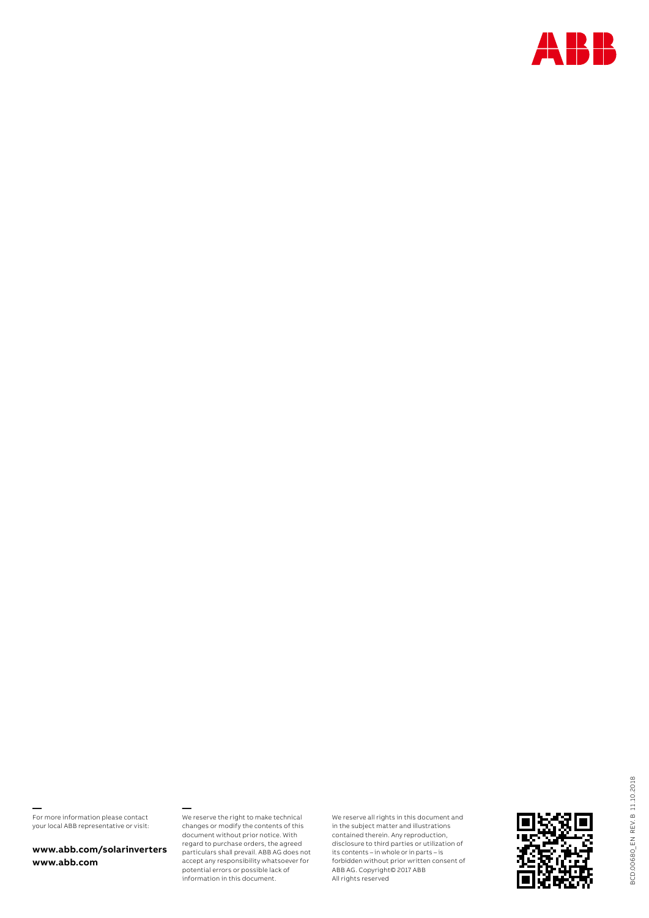For more information please contact your local ABB representative or visit:

**www.abb.com/solarinverters**
**www.abb.com**

We reserve the right to make technical changes or modify the contents of this document without prior notice. With regard to purchase orders, the agreed particulars shall prevail. ABB AG does not accept any responsibility whatsoever for potential errors or possible lack of information in this document.

We reserve all rights in this document and in the subject matter and illustrations contained therein. Any reproduction, disclosure to third parties or utilization of its contents – in whole or in parts – is forbidden without prior written consent of ABB AG. Copyright© 2017 ABB
All rights reserved

BCD.00680_EN REV. B 11.10.2018